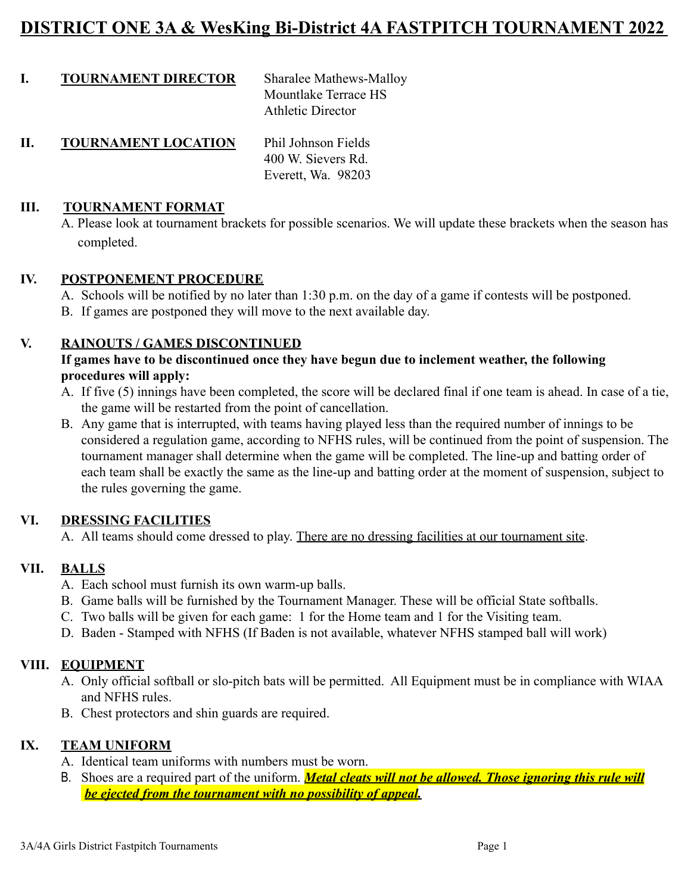# DISTRICT ONE 3A & WesKing Bi-District 4A FASTPITCH TOURNAMENT 2022

**I. TOURNAMENT DIRECTOR**

Sharalee Mathews-Malloy
Mountlake Terrace HS
Athletic Director

**II. TOURNAMENT LOCATION**

Phil Johnson Fields
400 W. Sievers Rd.
Everett, Wa. 98203

## III. TOURNAMENT FORMAT

A. Please look at tournament brackets for possible scenarios. We will update these brackets when the season has completed.

## IV. POSTPONEMENT PROCEDURE

A. Schools will be notified by no later than 1:30 p.m. on the day of a game if contests will be postponed.
B. If games are postponed they will move to the next available day.

## V. RAINOUTS / GAMES DISCONTINUED

**If games have to be discontinued once they have begun due to inclement weather, the following procedures will apply:**

A. If five (5) innings have been completed, the score will be declared final if one team is ahead. In case of a tie, the game will be restarted from the point of cancellation.
B. Any game that is interrupted, with teams having played less than the required number of innings to be considered a regulation game, according to NFHS rules, will be continued from the point of suspension. The tournament manager shall determine when the game will be completed. The line-up and batting order of each team shall be exactly the same as the line-up and batting order at the moment of suspension, subject to the rules governing the game.

## VI. DRESSING FACILITIES

A. All teams should come dressed to play. There are no dressing facilities at our tournament site.

## VII. BALLS

A. Each school must furnish its own warm-up balls.
B. Game balls will be furnished by the Tournament Manager. These will be official State softballs.
C. Two balls will be given for each game: 1 for the Home team and 1 for the Visiting team.
D. Baden - Stamped with NFHS (If Baden is not available, whatever NFHS stamped ball will work)

## VIII. EQUIPMENT

A. Only official softball or slo-pitch bats will be permitted. All Equipment must be in compliance with WIAA and NFHS rules.
B. Chest protectors and shin guards are required.

## IX. TEAM UNIFORM

A. Identical team uniforms with numbers must be worn.
B. Shoes are a required part of the uniform. ***Metal cleats will not be allowed. Those ignoring this rule will be ejected from the tournament with no possibility of appeal.***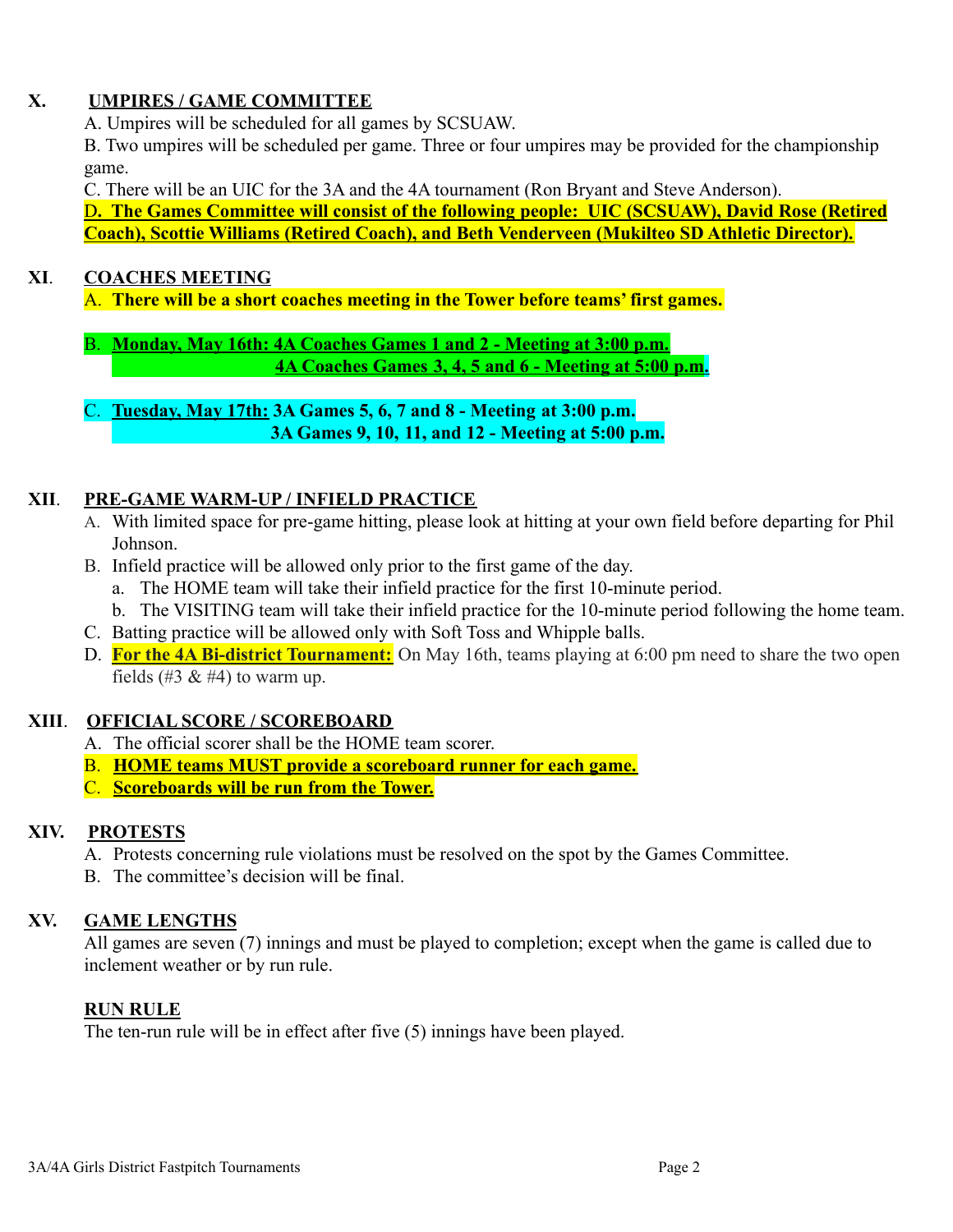## X. UMPIRES / GAME COMMITTEE

A. Umpires will be scheduled for all games by SCSUAW.

B. Two umpires will be scheduled per game. Three or four umpires may be provided for the championship game.

C. There will be an UIC for the 3A and the 4A tournament (Ron Bryant and Steve Anderson).

D. **The Games Committee will consist of the following people: UIC (SCSUAW), David Rose (Retired Coach), Scottie Williams (Retired Coach), and Beth Venderveen (Mukilteo SD Athletic Director).**

## XI. COACHES MEETING

A. **There will be a short coaches meeting in the Tower before teams' first games.**

B. **Monday, May 16th: 4A Coaches Games 1 and 2 - Meeting at 3:00 p.m.**
**4A Coaches Games 3, 4, 5 and 6 - Meeting at 5:00 p.m.**

C. **Tuesday, May 17th: 3A Games 5, 6, 7 and 8 - Meeting at 3:00 p.m.**
**3A Games 9, 10, 11, and 12 - Meeting at 5:00 p.m.**

## XII. PRE-GAME WARM-UP / INFIELD PRACTICE

A. With limited space for pre-game hitting, please look at hitting at your own field before departing for Phil Johnson.

B. Infield practice will be allowed only prior to the first game of the day.
   a. The HOME team will take their infield practice for the first 10-minute period.
   b. The VISITING team will take their infield practice for the 10-minute period following the home team.

C. Batting practice will be allowed only with Soft Toss and Whipple balls.

D. **For the 4A Bi-district Tournament:** On May 16th, teams playing at 6:00 pm need to share the two open fields (#3 & #4) to warm up.

## XIII. OFFICIAL SCORE / SCOREBOARD

A. The official scorer shall be the HOME team scorer.

B. **HOME teams MUST provide a scoreboard runner for each game.**

C. **Scoreboards will be run from the Tower.**

## XIV. PROTESTS

A. Protests concerning rule violations must be resolved on the spot by the Games Committee.

B. The committee's decision will be final.

## XV. GAME LENGTHS

All games are seven (7) innings and must be played to completion; except when the game is called due to inclement weather or by run rule.

### RUN RULE

The ten-run rule will be in effect after five (5) innings have been played.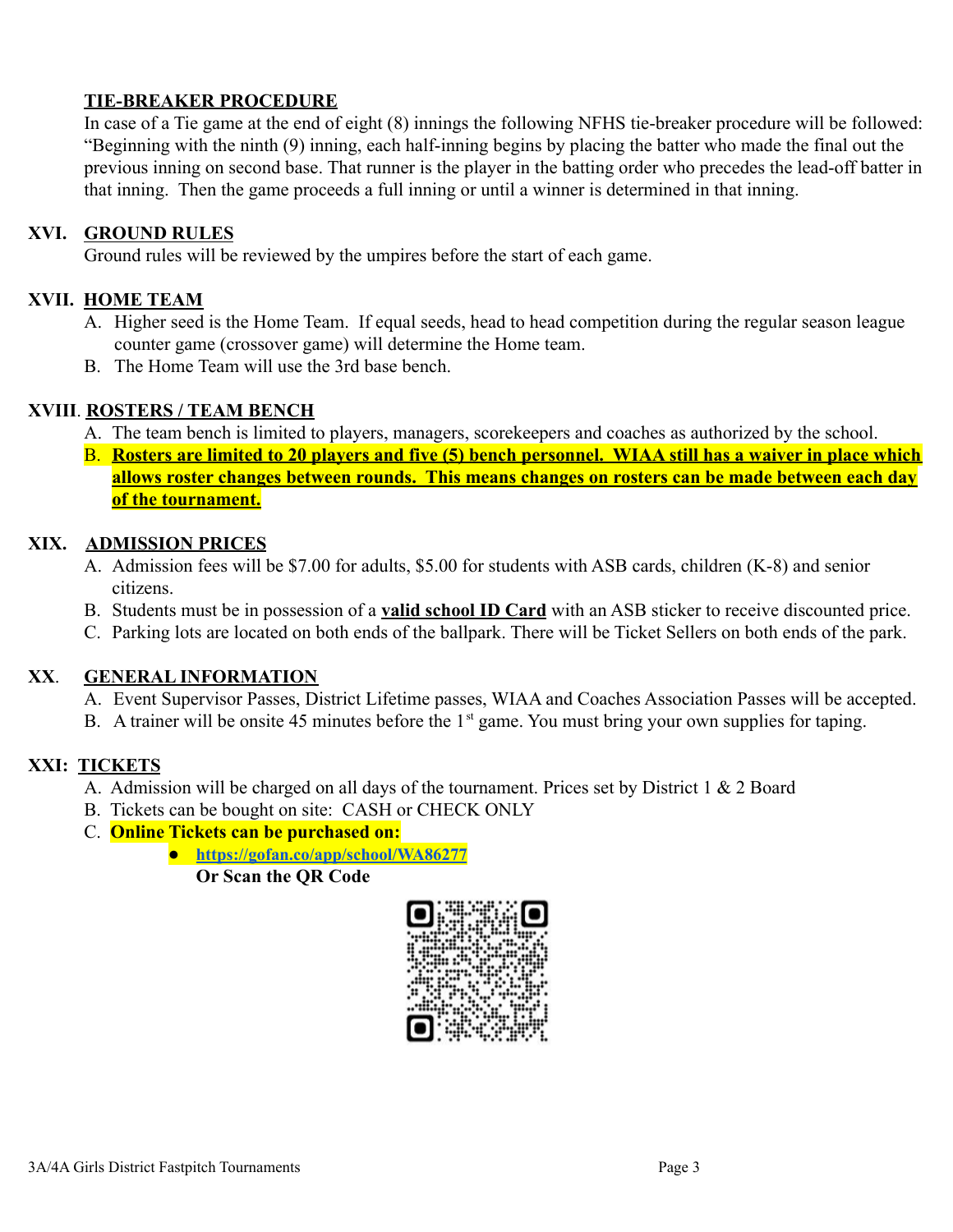**TIE-BREAKER PROCEDURE**

In case of a Tie game at the end of eight (8) innings the following NFHS tie-breaker procedure will be followed: "Beginning with the ninth (9) inning, each half-inning begins by placing the batter who made the final out the previous inning on second base. That runner is the player in the batting order who precedes the lead-off batter in that inning. Then the game proceeds a full inning or until a winner is determined in that inning.

## XVI. GROUND RULES

Ground rules will be reviewed by the umpires before the start of each game.

## XVII. HOME TEAM

A. Higher seed is the Home Team. If equal seeds, head to head competition during the regular season league counter game (crossover game) will determine the Home team.

B. The Home Team will use the 3rd base bench.

## XVIII. ROSTERS / TEAM BENCH

A. The team bench is limited to players, managers, scorekeepers and coaches as authorized by the school.

B. **Rosters are limited to 20 players and five (5) bench personnel. WIAA still has a waiver in place which allows roster changes between rounds. This means changes on rosters can be made between each day of the tournament.**

## XIX. ADMISSION PRICES

A. Admission fees will be $7.00 for adults, $5.00 for students with ASB cards, children (K-8) and senior citizens.

B. Students must be in possession of a **valid school ID Card** with an ASB sticker to receive discounted price.

C. Parking lots are located on both ends of the ballpark. There will be Ticket Sellers on both ends of the park.

## XX. GENERAL INFORMATION

A. Event Supervisor Passes, District Lifetime passes, WIAA and Coaches Association Passes will be accepted.

B. A trainer will be onsite 45 minutes before the 1st game. You must bring your own supplies for taping.

## XXI: TICKETS

A. Admission will be charged on all days of the tournament. Prices set by District 1 & 2 Board

B. Tickets can be bought on site: CASH or CHECK ONLY

C. **Online Tickets can be purchased on:**

- **https://gofan.co/app/school/WA86277**

  **Or Scan the QR Code**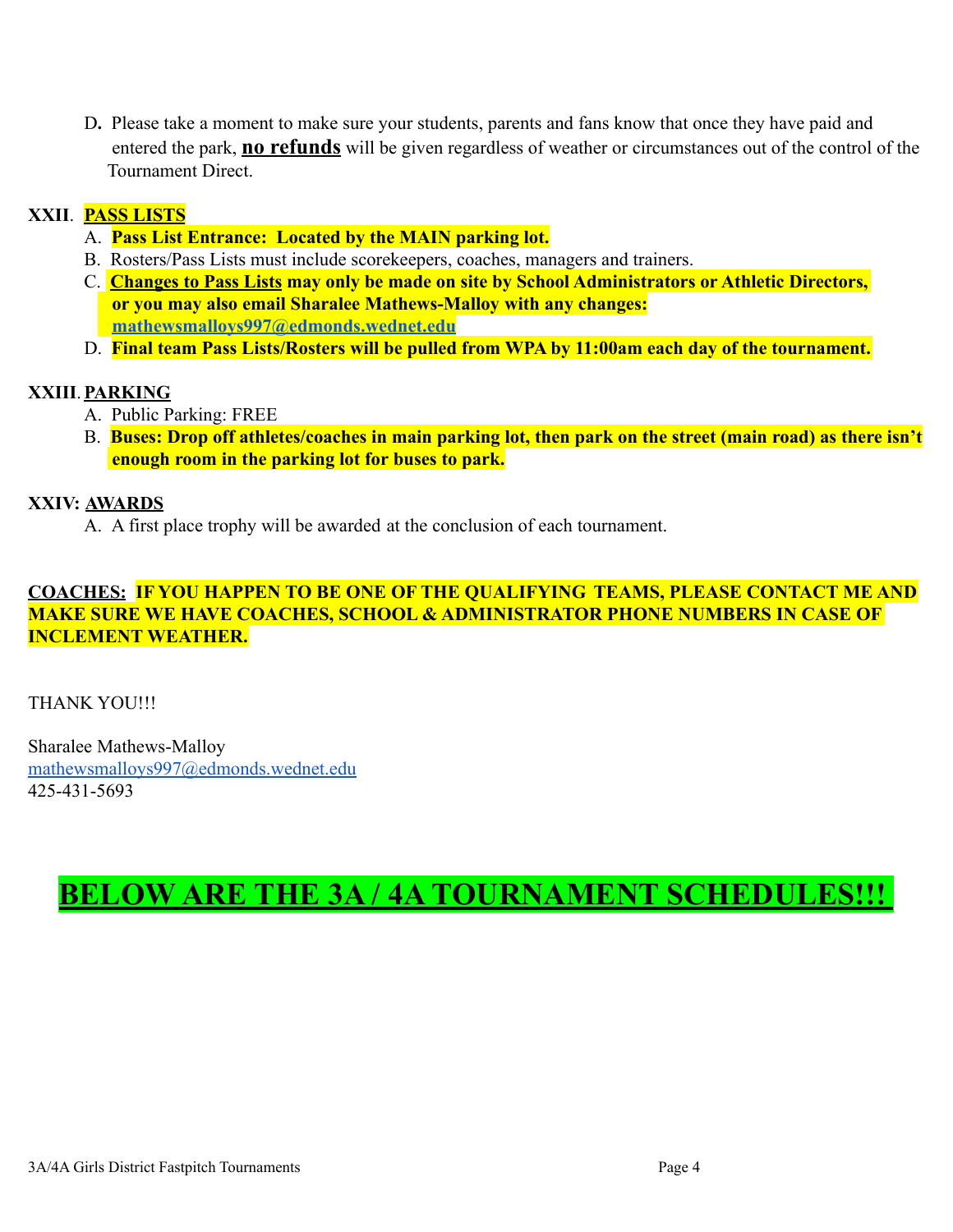D. Please take a moment to make sure your students, parents and fans know that once they have paid and entered the park, **no refunds** will be given regardless of weather or circumstances out of the control of the Tournament Direct.

**XXII**. **PASS LISTS**

A. **Pass List Entrance: Located by the MAIN parking lot.**

B. Rosters/Pass Lists must include scorekeepers, coaches, managers and trainers.

C. **Changes to Pass Lists may only be made on site by School Administrators or Athletic Directors, or you may also email Sharalee Mathews-Malloy with any changes: mathewsmalloys997@edmonds.wednet.edu**

D. **Final team Pass Lists/Rosters will be pulled from WPA by 11:00am each day of the tournament.**

**XXIII**. **PARKING**

A. Public Parking: FREE

B. **Buses: Drop off athletes/coaches in main parking lot, then park on the street (main road) as there isn't enough room in the parking lot for buses to park.**

**XXIV: AWARDS**

A. A first place trophy will be awarded at the conclusion of each tournament.

**COACHES: IF YOU HAPPEN TO BE ONE OF THE QUALIFYING TEAMS, PLEASE CONTACT ME AND MAKE SURE WE HAVE COACHES, SCHOOL & ADMINISTRATOR PHONE NUMBERS IN CASE OF INCLEMENT WEATHER.**

THANK YOU!!!

Sharalee Mathews-Malloy
mathewsmalloys997@edmonds.wednet.edu
425-431-5693

# BELOW ARE THE 3A / 4A TOURNAMENT SCHEDULES!!!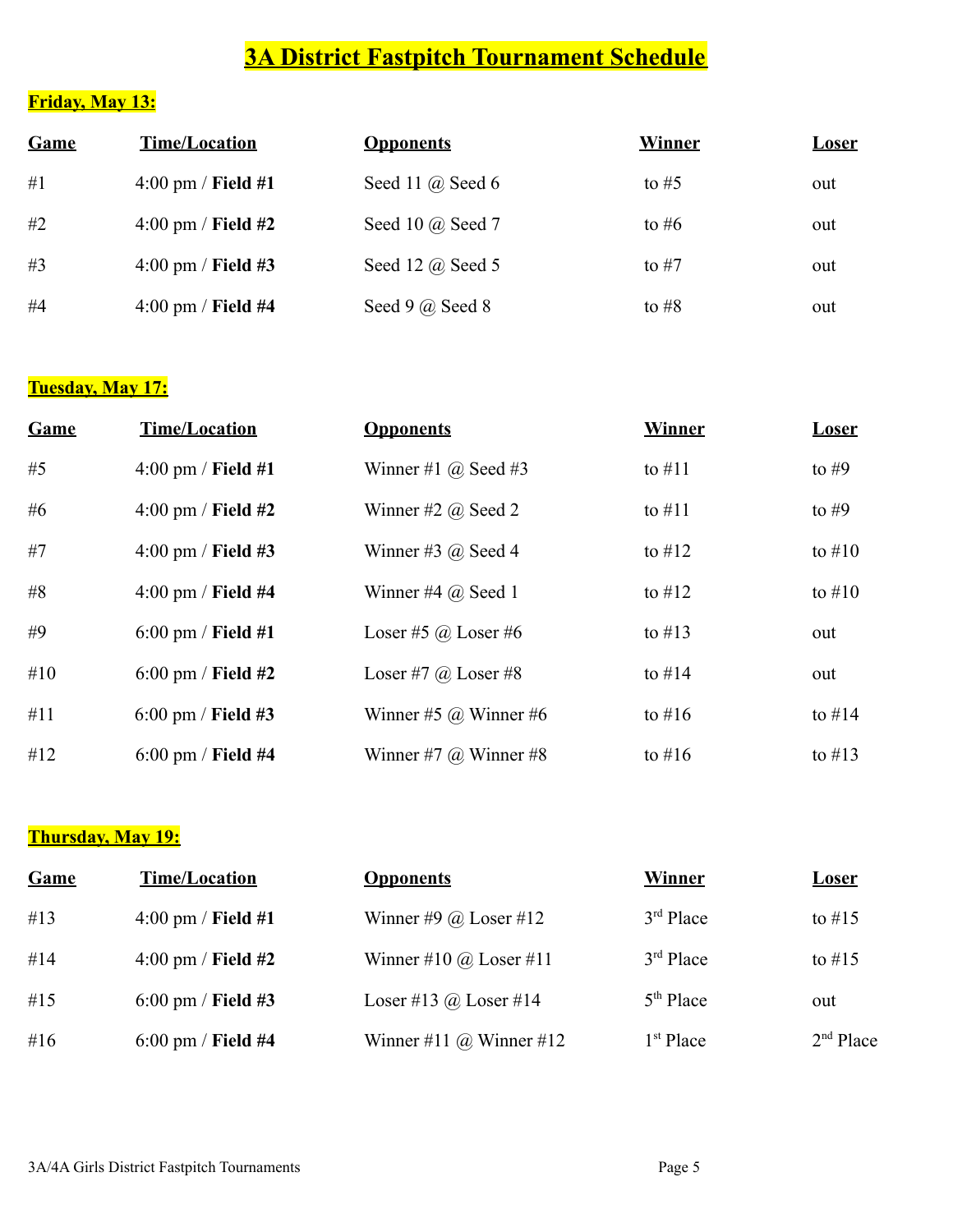# 3A District Fastpitch Tournament Schedule

## Friday, May 13:

| Game | Time/Location | Opponents | Winner | Loser |
|---|---|---|---|---|
| #1 | 4:00 pm / **Field #1** | Seed 11 @ Seed 6 | to #5 | out |
| #2 | 4:00 pm / **Field #2** | Seed 10 @ Seed 7 | to #6 | out |
| #3 | 4:00 pm / **Field #3** | Seed 12 @ Seed 5 | to #7 | out |
| #4 | 4:00 pm / **Field #4** | Seed 9 @ Seed 8 | to #8 | out |

## Tuesday, May 17:

| Game | Time/Location | Opponents | Winner | Loser |
|---|---|---|---|---|
| #5 | 4:00 pm / **Field #1** | Winner #1 @ Seed #3 | to #11 | to #9 |
| #6 | 4:00 pm / **Field #2** | Winner #2 @ Seed 2 | to #11 | to #9 |
| #7 | 4:00 pm / **Field #3** | Winner #3 @ Seed 4 | to #12 | to #10 |
| #8 | 4:00 pm / **Field #4** | Winner #4 @ Seed 1 | to #12 | to #10 |
| #9 | 6:00 pm / **Field #1** | Loser #5 @ Loser #6 | to #13 | out |
| #10 | 6:00 pm / **Field #2** | Loser #7 @ Loser #8 | to #14 | out |
| #11 | 6:00 pm / **Field #3** | Winner #5 @ Winner #6 | to #16 | to #14 |
| #12 | 6:00 pm / **Field #4** | Winner #7 @ Winner #8 | to #16 | to #13 |

## Thursday, May 19:

| Game | Time/Location | Opponents | Winner | Loser |
|---|---|---|---|---|
| #13 | 4:00 pm / **Field #1** | Winner #9 @ Loser #12 | 3rd Place | to #15 |
| #14 | 4:00 pm / **Field #2** | Winner #10 @ Loser #11 | 3rd Place | to #15 |
| #15 | 6:00 pm / **Field #3** | Loser #13 @ Loser #14 | 5th Place | out |
| #16 | 6:00 pm / **Field #4** | Winner #11 @ Winner #12 | 1st Place | 2nd Place |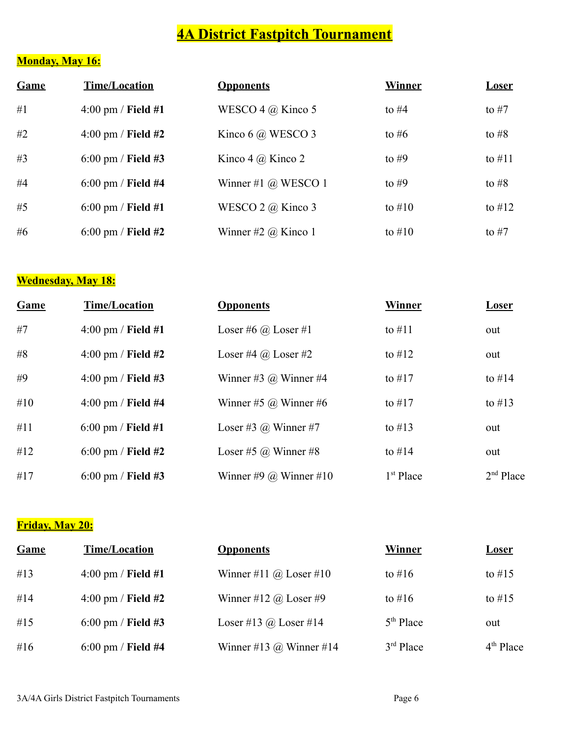# 4A District Fastpitch Tournament

## Monday, May 16:

| Game | Time/Location | Opponents | Winner | Loser |
|---|---|---|---|---|
| #1 | 4:00 pm / **Field #1** | WESCO 4 @ Kinco 5 | to #4 | to #7 |
| #2 | 4:00 pm / **Field #2** | Kinco 6 @ WESCO 3 | to #6 | to #8 |
| #3 | 6:00 pm / **Field #3** | Kinco 4 @ Kinco 2 | to #9 | to #11 |
| #4 | 6:00 pm / **Field #4** | Winner #1 @ WESCO 1 | to #9 | to #8 |
| #5 | 6:00 pm / **Field #1** | WESCO 2 @ Kinco 3 | to #10 | to #12 |
| #6 | 6:00 pm / **Field #2** | Winner #2 @ Kinco 1 | to #10 | to #7 |

## Wednesday, May 18:

| Game | Time/Location | Opponents | Winner | Loser |
|---|---|---|---|---|
| #7 | 4:00 pm / **Field #1** | Loser #6 @ Loser #1 | to #11 | out |
| #8 | 4:00 pm / **Field #2** | Loser #4 @ Loser #2 | to #12 | out |
| #9 | 4:00 pm / **Field #3** | Winner #3 @ Winner #4 | to #17 | to #14 |
| #10 | 4:00 pm / **Field #4** | Winner #5 @ Winner #6 | to #17 | to #13 |
| #11 | 6:00 pm / **Field #1** | Loser #3 @ Winner #7 | to #13 | out |
| #12 | 6:00 pm / **Field #2** | Loser #5 @ Winner #8 | to #14 | out |
| #17 | 6:00 pm / **Field #3** | Winner #9 @ Winner #10 | 1st Place | 2nd Place |

## Friday, May 20:

| Game | Time/Location | Opponents | Winner | Loser |
|---|---|---|---|---|
| #13 | 4:00 pm / **Field #1** | Winner #11 @ Loser #10 | to #16 | to #15 |
| #14 | 4:00 pm / **Field #2** | Winner #12 @ Loser #9 | to #16 | to #15 |
| #15 | 6:00 pm / **Field #3** | Loser #13 @ Loser #14 | 5th Place | out |
| #16 | 6:00 pm / **Field #4** | Winner #13 @ Winner #14 | 3rd Place | 4th Place |